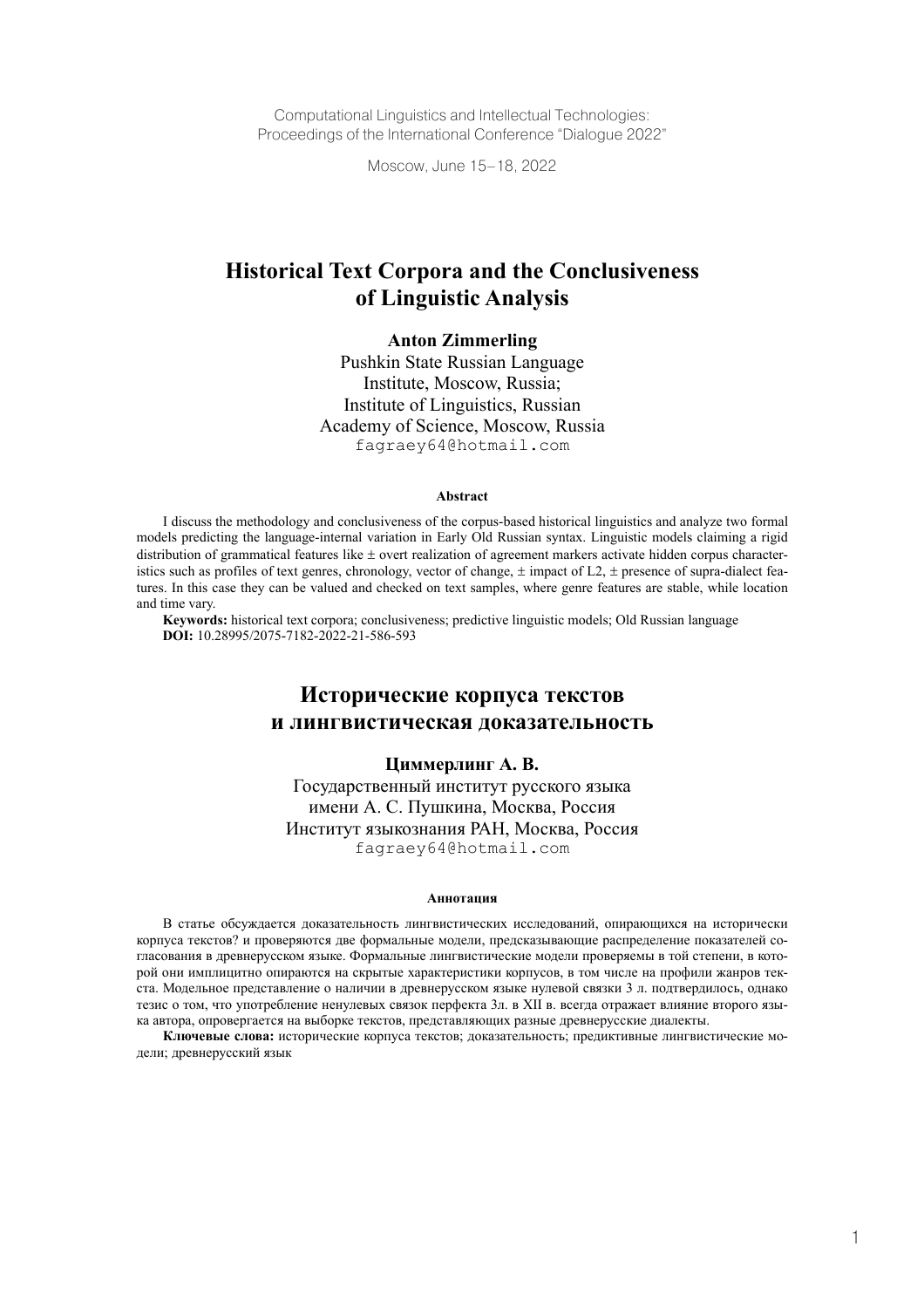Computational Linguistics and Intellectual Technologies:
Proceedings of the International Conference "Dialogue 2022"

Moscow, June 15–18, 2022

# Historical Text Corpora and the Conclusiveness of Linguistic Analysis

**Anton Zimmerling**
Pushkin State Russian Language Institute, Moscow, Russia;
Institute of Linguistics, Russian Academy of Science, Moscow, Russia
fagraey64@hotmail.com

**Abstract**

I discuss the methodology and conclusiveness of the corpus-based historical linguistics and analyze two formal models predicting the language-internal variation in Early Old Russian syntax. Linguistic models claiming a rigid distribution of grammatical features like ± overt realization of agreement markers activate hidden corpus characteristics such as profiles of text genres, chronology, vector of change, ± impact of L2, ± presence of supra-dialect features. In this case they can be valued and checked on text samples, where genre features are stable, while location and time vary.

**Keywords:** historical text corpora; conclusiveness; predictive linguistic models; Old Russian language
**DOI:** 10.28995/2075-7182-2022-21-586-593

# Исторические корпуса текстов и лингвистическая доказательность

**Циммерлинг А. В.**
Государственный институт русского языка имени А. С. Пушкина, Москва, Россия
Институт языкознания РАН, Москва, Россия
fagraey64@hotmail.com

**Аннотация**

В статье обсуждается доказательность лингвистических исследований, опирающихся на исторически корпуса текстов? и проверяются две формальные модели, предсказывающие распределение показателей согласования в древнерусском языке. Формальные лингвистические модели проверяемы в той степени, в которой они имплицитно опираются на скрытые характеристики корпусов, в том числе на профили жанров текста. Модельное представление о наличии в древнерусском языке нулевой связки 3 л. подтвердилось, однако тезис о том, что употребление ненулевых связок перфекта 3л. в XII в. всегда отражает влияние второго языка автора, опровергается на выборке текстов, представляющих разные древнерусские диалекты.

**Ключевые слова:** исторические корпуса текстов; доказательность; предиктивные лингвистические модели; древнерусский язык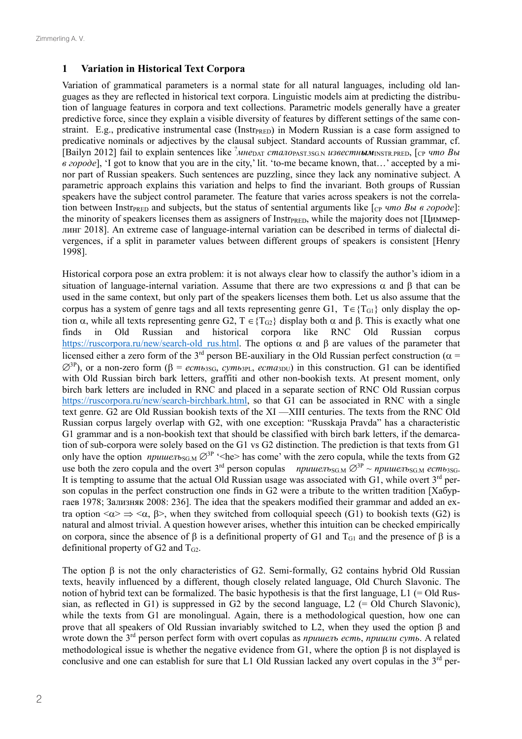## 1 Variation in Historical Text Corpora

Variation of grammatical parameters is a normal state for all natural languages, including old languages as they are reflected in historical text corpora. Linguistic models aim at predicting the distribution of language features in corpora and text collections. Parametric models generally have a greater predictive force, since they explain a visible diversity of features by different settings of the same constraint. E.g., predicative instrumental case ($\text{Instr}_{\text{PRED}}$) in Modern Russian is a case form assigned to predicative nominals or adjectives by the clausal subject. Standard accounts of Russian grammar, cf. [Bailyn 2012] fail to explain sentences like $^{?}$*мне*$_{\text{DAT}}$ *стало*$_{\text{PAST.3SG.N}}$ *известн**ым***$_{\text{INSTR.PRED}}$, [$_{\text{CP}}$ *что Вы в городе*], 'I got to know that you are in the city,' lit. 'to-me became known, that…' accepted by a minor part of Russian speakers. Such sentences are puzzling, since they lack any nominative subject. A parametric approach explains this variation and helps to find the invariant. Both groups of Russian speakers have the subject control parameter. The feature that varies across speakers is not the correlation between $\text{Instr}_{\text{PRED}}$ and subjects, but the status of sentential arguments like [$_{\text{CP}}$ *что Вы в городе*]: the minority of speakers licenses them as assigners of $\text{Instr}_{\text{PRED}}$, while the majority does not [Циммерлинг 2018]. An extreme case of language-internal variation can be described in terms of dialectal divergences, if a split in parameter values between different groups of speakers is consistent [Henry 1998].

Historical corpora pose an extra problem: it is not always clear how to classify the author's idiom in a situation of language-internal variation. Assume that there are two expressions α and β that can be used in the same context, but only part of the speakers licenses them both. Let us also assume that the corpus has a system of genre tags and all texts representing genre G1, $T \in \{T_{G1}\}$ only display the option α, while all texts representing genre G2, $T \in \{T_{G2}\}$ display both α and β. This is exactly what one finds in Old Russian and historical corpora like RNC Old Russian corpus https://ruscorpora.ru/new/search-old_rus.html. The options α and β are values of the parameter that licensed either a zero form of the 3rd person BE-auxiliary in the Old Russian perfect construction ($\alpha = \varnothing^{3P}$), or a non-zero form (β = *есть*$_{\text{3SG}}$, *суть*$_{\text{3PL}}$, *еста*$_{\text{3DU}}$) in this construction. G1 can be identified with Old Russian birch bark letters, graffiti and other non-bookish texts. At present moment, only birch bark letters are included in RNC and placed in a separate section of RNC Old Russian corpus https://ruscorpora.ru/new/search-birchbark.html, so that G1 can be associated in RNC with a single text genre. G2 are Old Russian bookish texts of the XI —XIII centuries. The texts from the RNC Old Russian corpus largely overlap with G2, with one exception: "Russkaja Pravda" has a characteristic G1 grammar and is a non-bookish text that should be classified with birch bark letters, if the demarcation of sub-corpora were solely based on the G1 vs G2 distinction. The prediction is that texts from G1 only have the option *пришелъ*$_{\text{SG.M}}$ $\varnothing^{3P}$ '<he> has come' with the zero copula, while the texts from G2 use both the zero copula and the overt 3rd person copulas *пришелъ*$_{\text{SG.M}}$ $\varnothing^{3P}$ ~ *пришелъ*$_{\text{SG.M}}$ *есть*$_{\text{3SG}}$. It is tempting to assume that the actual Old Russian usage was associated with G1, while overt 3rd person copulas in the perfect construction one finds in G2 were a tribute to the written tradition [Хабургаев 1978; Зализняк 2008: 236]. The idea that the speakers modified their grammar and added an extra option $<\alpha> \Rightarrow <\alpha, \beta>$, when they switched from colloquial speech (G1) to bookish texts (G2) is natural and almost trivial. A question however arises, whether this intuition can be checked empirically on corpora, since the absence of β is a definitional property of G1 and $T_{G1}$ and the presence of β is a definitional property of G2 and $T_{G2}$.

The option β is not the only characteristics of G2. Semi-formally, G2 contains hybrid Old Russian texts, heavily influenced by a different, though closely related language, Old Church Slavonic. The notion of hybrid text can be formalized. The basic hypothesis is that the first language, L1 (= Old Russian, as reflected in G1) is suppressed in G2 by the second language, L2 (= Old Church Slavonic), while the texts from G1 are monolingual. Again, there is a methodological question, how one can prove that all speakers of Old Russian invariably switched to L2, when they used the option β and wrote down the 3rd person perfect form with overt copulas as *пришелъ есть*, *пришли суть*. A related methodological issue is whether the negative evidence from G1, where the option β is not displayed is conclusive and one can establish for sure that L1 Old Russian lacked any overt copulas in the 3rd per-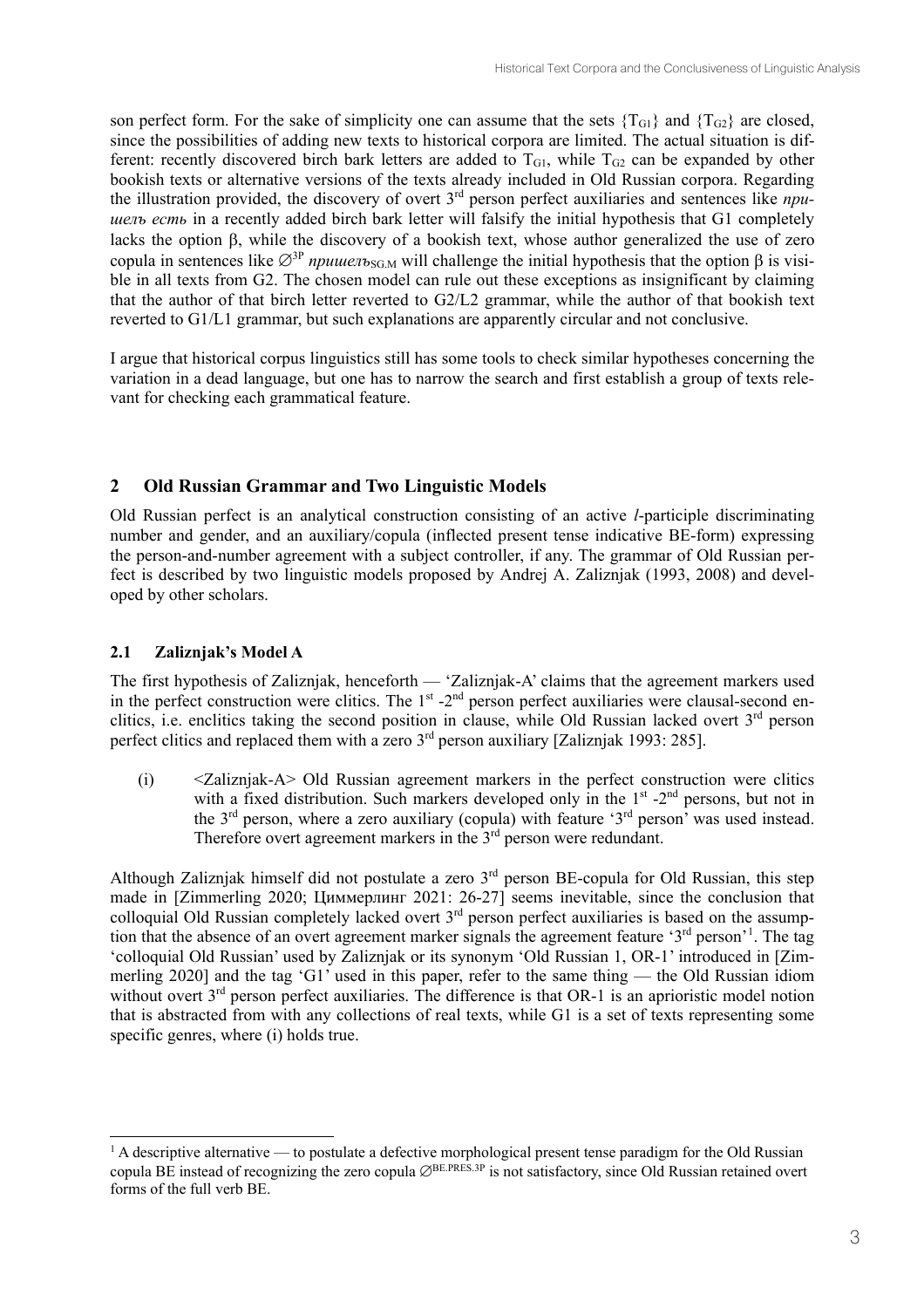son perfect form. For the sake of simplicity one can assume that the sets $\{T_{G1}\}$ and $\{T_{G2}\}$ are closed, since the possibilities of adding new texts to historical corpora are limited. The actual situation is different: recently discovered birch bark letters are added to $T_{G1}$, while $T_{G2}$ can be expanded by other bookish texts or alternative versions of the texts already included in Old Russian corpora. Regarding the illustration provided, the discovery of overt 3rd person perfect auxiliaries and sentences like *пришелъ есть* in a recently added birch bark letter will falsify the initial hypothesis that G1 completely lacks the option β, while the discovery of a bookish text, whose author generalized the use of zero copula in sentences like $\varnothing^{3P}$ *пришелъ*$_{SG.M}$ will challenge the initial hypothesis that the option β is visible in all texts from G2. The chosen model can rule out these exceptions as insignificant by claiming that the author of that birch letter reverted to G2/L2 grammar, while the author of that bookish text reverted to G1/L1 grammar, but such explanations are apparently circular and not conclusive.

I argue that historical corpus linguistics still has some tools to check similar hypotheses concerning the variation in a dead language, but one has to narrow the search and first establish a group of texts relevant for checking each grammatical feature.

## 2 Old Russian Grammar and Two Linguistic Models

Old Russian perfect is an analytical construction consisting of an active *l*-participle discriminating number and gender, and an auxiliary/copula (inflected present tense indicative BE-form) expressing the person-and-number agreement with a subject controller, if any. The grammar of Old Russian perfect is described by two linguistic models proposed by Andrej A. Zaliznjak (1993, 2008) and developed by other scholars.

### 2.1 Zaliznjak's Model A

The first hypothesis of Zaliznjak, henceforth — 'Zaliznjak-A' claims that the agreement markers used in the perfect construction were clitics. The 1st -2nd person perfect auxiliaries were clausal-second enclitics, i.e. enclitics taking the second position in clause, while Old Russian lacked overt 3rd person perfect clitics and replaced them with a zero 3rd person auxiliary [Zaliznjak 1993: 285].

(i) <Zaliznjak-A> Old Russian agreement markers in the perfect construction were clitics with a fixed distribution. Such markers developed only in the 1st -2nd persons, but not in the 3rd person, where a zero auxiliary (copula) with feature '3rd person' was used instead. Therefore overt agreement markers in the 3rd person were redundant.

Although Zaliznjak himself did not postulate a zero 3rd person BE-copula for Old Russian, this step made in [Zimmerling 2020; Циммерлинг 2021: 26-27] seems inevitable, since the conclusion that colloquial Old Russian completely lacked overt 3rd person perfect auxiliaries is based on the assumption that the absence of an overt agreement marker signals the agreement feature '3rd person'[1]. The tag 'colloquial Old Russian' used by Zaliznjak or its synonym 'Old Russian 1, OR-1' introduced in [Zimmerling 2020] and the tag 'G1' used in this paper, refer to the same thing — the Old Russian idiom without overt 3rd person perfect auxiliaries. The difference is that OR-1 is an aprioristic model notion that is abstracted from with any collections of real texts, while G1 is a set of texts representing some specific genres, where (i) holds true.

[1] A descriptive alternative — to postulate a defective morphological present tense paradigm for the Old Russian copula BE instead of recognizing the zero copula $\varnothing^{BE.PRES.3P}$ is not satisfactory, since Old Russian retained overt forms of the full verb BE.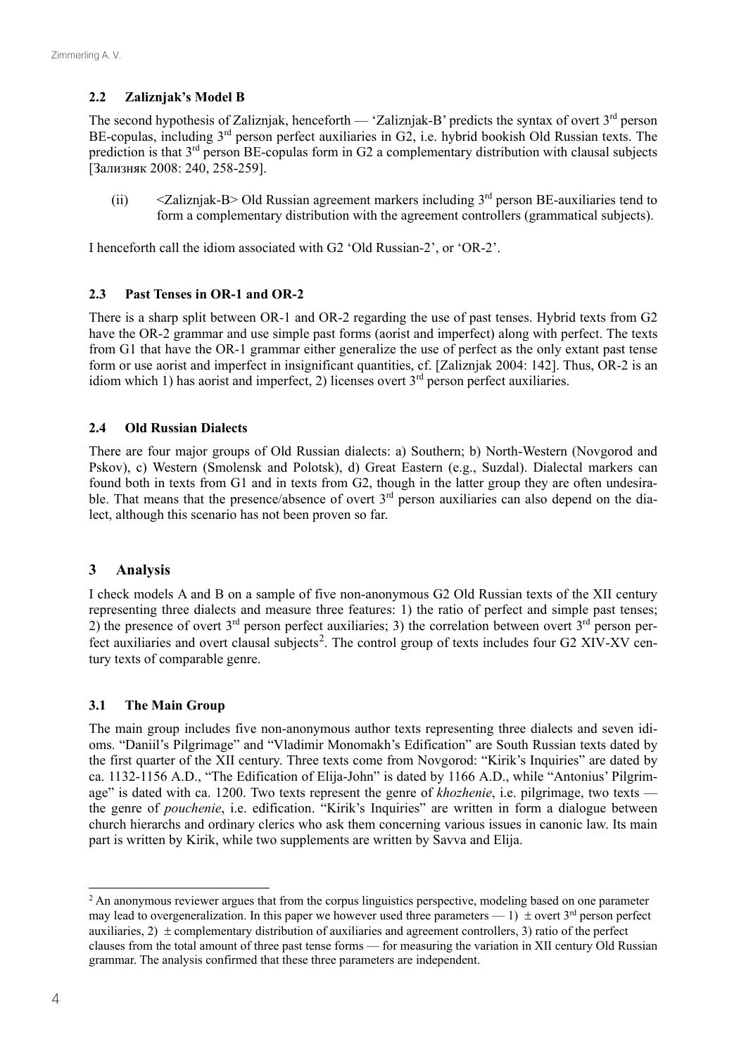### 2.2 Zaliznjak's Model B

The second hypothesis of Zaliznjak, henceforth — 'Zaliznjak-B' predicts the syntax of overt 3rd person BE-copulas, including 3rd person perfect auxiliaries in G2, i.e. hybrid bookish Old Russian texts. The prediction is that 3rd person BE-copulas form in G2 a complementary distribution with clausal subjects [Зализняк 2008: 240, 258-259].

(ii) <Zaliznjak-B> Old Russian agreement markers including 3rd person BE-auxiliaries tend to form a complementary distribution with the agreement controllers (grammatical subjects).

I henceforth call the idiom associated with G2 'Old Russian-2', or 'OR-2'.

### 2.3 Past Tenses in OR-1 and OR-2

There is a sharp split between OR-1 and OR-2 regarding the use of past tenses. Hybrid texts from G2 have the OR-2 grammar and use simple past forms (aorist and imperfect) along with perfect. The texts from G1 that have the OR-1 grammar either generalize the use of perfect as the only extant past tense form or use aorist and imperfect in insignificant quantities, cf. [Zaliznjak 2004: 142]. Thus, OR-2 is an idiom which 1) has aorist and imperfect, 2) licenses overt 3rd person perfect auxiliaries.

### 2.4 Old Russian Dialects

There are four major groups of Old Russian dialects: a) Southern; b) North-Western (Novgorod and Pskov), c) Western (Smolensk and Polotsk), d) Great Eastern (e.g., Suzdal). Dialectal markers can found both in texts from G1 and in texts from G2, though in the latter group they are often undesirable. That means that the presence/absence of overt 3rd person auxiliaries can also depend on the dialect, although this scenario has not been proven so far.

## 3 Analysis

I check models A and B on a sample of five non-anonymous G2 Old Russian texts of the XII century representing three dialects and measure three features: 1) the ratio of perfect and simple past tenses; 2) the presence of overt 3rd person perfect auxiliaries; 3) the correlation between overt 3rd person perfect auxiliaries and overt clausal subjects[2]. The control group of texts includes four G2 XIV-XV century texts of comparable genre.

### 3.1 The Main Group

The main group includes five non-anonymous author texts representing three dialects and seven idioms. "Daniil's Pilgrimage" and "Vladimir Monomakh's Edification" are South Russian texts dated by the first quarter of the XII century. Three texts come from Novgorod: "Kirik's Inquiries" are dated by ca. 1132-1156 A.D., "The Edification of Elija-John" is dated by 1166 A.D., while "Antonius' Pilgrimage" is dated with ca. 1200. Two texts represent the genre of *khozhenie*, i.e. pilgrimage, two texts — the genre of *pouchenie*, i.e. edification. "Kirik's Inquiries" are written in form a dialogue between church hierarchs and ordinary clerics who ask them concerning various issues in canonic law. Its main part is written by Kirik, while two supplements are written by Savva and Elija.

[2] An anonymous reviewer argues that from the corpus linguistics perspective, modeling based on one parameter may lead to overgeneralization. In this paper we however used three parameters — 1) ± overt 3rd person perfect auxiliaries, 2) ± complementary distribution of auxiliaries and agreement controllers, 3) ratio of the perfect clauses from the total amount of three past tense forms — for measuring the variation in XII century Old Russian grammar. The analysis confirmed that these three parameters are independent.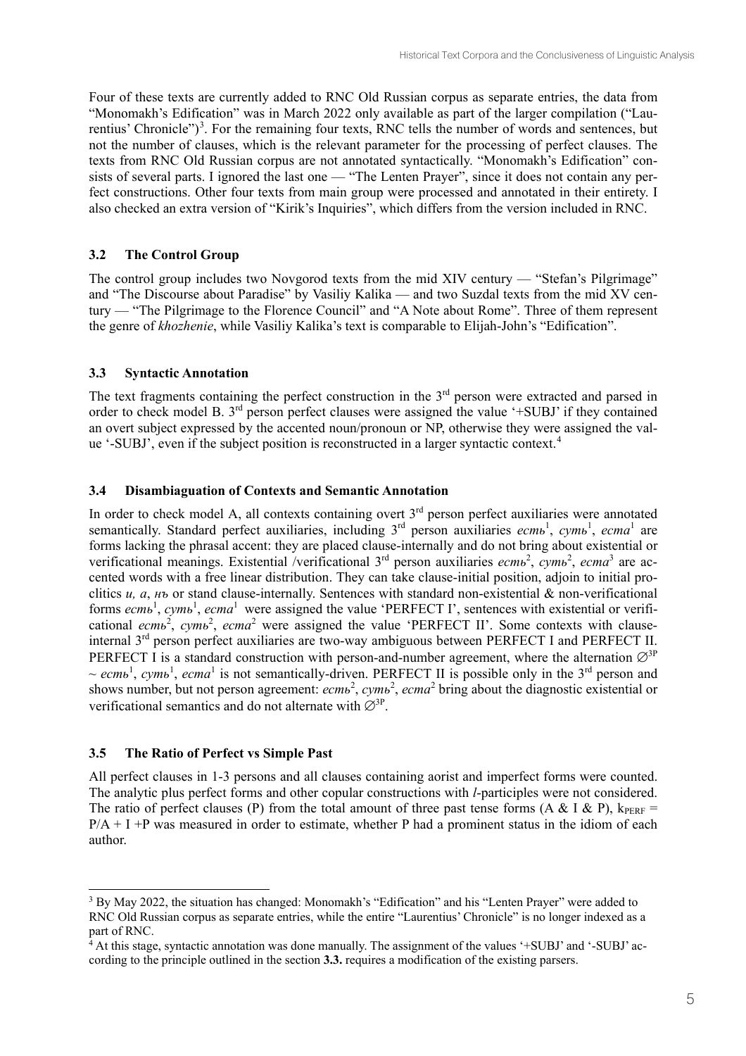Four of these texts are currently added to RNC Old Russian corpus as separate entries, the data from "Monomakh's Edification" was in March 2022 only available as part of the larger compilation ("Laurentius' Chronicle")[3]. For the remaining four texts, RNC tells the number of words and sentences, but not the number of clauses, which is the relevant parameter for the processing of perfect clauses. The texts from RNC Old Russian corpus are not annotated syntactically. "Monomakh's Edification" consists of several parts. I ignored the last one — "The Lenten Prayer", since it does not contain any perfect constructions. Other four texts from main group were processed and annotated in their entirety. I also checked an extra version of "Kirik's Inquiries", which differs from the version included in RNC.

### 3.2 The Control Group

The control group includes two Novgorod texts from the mid XIV century — "Stefan's Pilgrimage" and "The Discourse about Paradise" by Vasiliy Kalika — and two Suzdal texts from the mid XV century — "The Pilgrimage to the Florence Council" and "A Note about Rome". Three of them represent the genre of *khozhenie*, while Vasiliy Kalika's text is comparable to Elijah-John's "Edification".

### 3.3 Syntactic Annotation

The text fragments containing the perfect construction in the 3rd person were extracted and parsed in order to check model B. 3rd person perfect clauses were assigned the value '+SUBJ' if they contained an overt subject expressed by the accented noun/pronoun or NP, otherwise they were assigned the value '-SUBJ', even if the subject position is reconstructed in a larger syntactic context.[4]

### 3.4 Disambiaguation of Contexts and Semantic Annotation

In order to check model A, all contexts containing overt 3rd person perfect auxiliaries were annotated semantically. Standard perfect auxiliaries, including 3rd person auxiliaries *есть*$^1$, *суть*$^1$, *еста*$^1$ are forms lacking the phrasal accent: they are placed clause-internally and do not bring about existential or verificational meanings. Existential /verificational 3rd person auxiliaries *есть*$^2$, *суть*$^2$, *еста*$^3$ are accented words with a free linear distribution. They can take clause-initial position, adjoin to initial proclitics *и, а, нъ* or stand clause-internally. Sentences with standard non-existential & non-verificational forms *есть*$^1$, *суть*$^1$, *еста*$^1$ were assigned the value 'PERFECT I', sentences with existential or verificational *есть*$^2$, *суть*$^2$, *еста*$^2$ were assigned the value 'PERFECT II'. Some contexts with clause-internal 3rd person perfect auxiliaries are two-way ambiguous between PERFECT I and PERFECT II. PERFECT I is a standard construction with person-and-number agreement, where the alternation $\varnothing^{3P}$ ~ *есть*$^1$, *суть*$^1$, *еста*$^1$ is not semantically-driven. PERFECT II is possible only in the 3rd person and shows number, but not person agreement: *есть*$^2$, *суть*$^2$, *еста*$^2$ bring about the diagnostic existential or verificational semantics and do not alternate with $\varnothing^{3P}$.

### 3.5 The Ratio of Perfect vs Simple Past

All perfect clauses in 1-3 persons and all clauses containing aorist and imperfect forms were counted. The analytic plus perfect forms and other copular constructions with *l*-participles were not considered. The ratio of perfect clauses (P) from the total amount of three past tense forms (A & I & P), $k_{PERF} = P/A + I + P$ was measured in order to estimate, whether P had a prominent status in the idiom of each author.

---

[3] By May 2022, the situation has changed: Monomakh's "Edification" and his "Lenten Prayer" were added to RNC Old Russian corpus as separate entries, while the entire "Laurentius' Chronicle" is no longer indexed as a part of RNC.

[4] At this stage, syntactic annotation was done manually. The assignment of the values '+SUBJ' and '-SUBJ' according to the principle outlined in the section **3.3.** requires a modification of the existing parsers.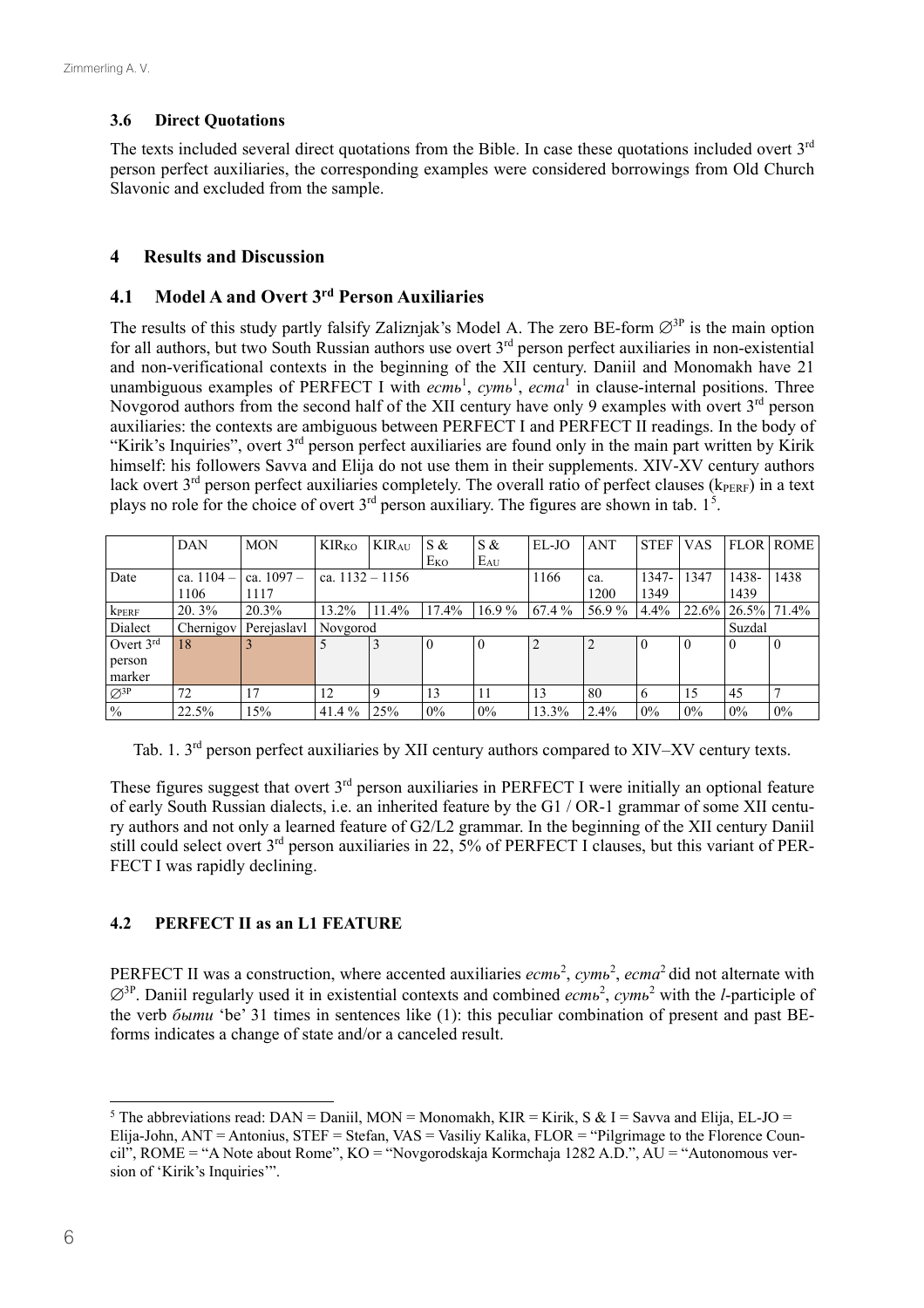### 3.6 Direct Quotations

The texts included several direct quotations from the Bible. In case these quotations included overt 3rd person perfect auxiliaries, the corresponding examples were considered borrowings from Old Church Slavonic and excluded from the sample.

## 4 Results and Discussion

### 4.1 Model A and Overt 3rd Person Auxiliaries

The results of this study partly falsify Zaliznjak's Model A. The zero BE-form $\varnothing^{3P}$ is the main option for all authors, but two South Russian authors use overt 3rd person perfect auxiliaries in non-existential and non-verificational contexts in the beginning of the XII century. Daniil and Monomakh have 21 unambiguous examples of PERFECT I with *есть*[1], *суть*[1], *еста*[1] in clause-internal positions. Three Novgorod authors from the second half of the XII century have only 9 examples with overt 3rd person auxiliaries: the contexts are ambiguous between PERFECT I and PERFECT II readings. In the body of "Kirik's Inquiries", overt 3rd person perfect auxiliaries are found only in the main part written by Kirik himself: his followers Savva and Elija do not use them in their supplements. XIV-XV century authors lack overt 3rd person perfect auxiliaries completely. The overall ratio of perfect clauses ($k_{PERF}$) in a text plays no role for the choice of overt 3rd person auxiliary. The figures are shown in tab. 1[5].

| | DAN | MON | $KIR_{KO}$ | $KIR_{AU}$ | S & $E_{KO}$ | S & $E_{AU}$ | EL-JO | ANT | STEF | VAS | FLOR | ROME |
|---|---|---|---|---|---|---|---|---|---|---|---|---|
| Date | ca. 1104 – 1106 | ca. 1097 – 1117 | ca. 1132 – 1156 | | | | 1166 | ca. 1200 | 1347-1349 | 1347 | 1438-1439 | 1438 |
| $k_{PERF}$ | 20. 3% | 20.3% | 13.2% | 11.4% | 17.4% | 16.9 % | 67.4 % | 56.9 % | 4.4% | 22.6% | 26.5% | 71.4% |
| Dialect | Chernigov | Perejaslavl | Novgorod | | | | | | | | Suzdal | |
| Overt 3rd person marker | 18 | 3 | 5 | 3 | 0 | 0 | 2 | 2 | 0 | 0 | 0 | 0 |
| $\varnothing^{3P}$ | 72 | 17 | 12 | 9 | 13 | 11 | 13 | 80 | 6 | 15 | 45 | 7 |
| % | 22.5% | 15% | 41.4 % | 25% | 0% | 0% | 13.3% | 2.4% | 0% | 0% | 0% | 0% |

Tab. 1. 3rd person perfect auxiliaries by XII century authors compared to XIV–XV century texts.

These figures suggest that overt 3rd person auxiliaries in PERFECT I were initially an optional feature of early South Russian dialects, i.e. an inherited feature by the G1 / OR-1 grammar of some XII century authors and not only a learned feature of G2/L2 grammar. In the beginning of the XII century Daniil still could select overt 3rd person auxiliaries in 22, 5% of PERFECT I clauses, but this variant of PERFECT I was rapidly declining.

### 4.2 PERFECT II as an L1 FEATURE

PERFECT II was a construction, where accented auxiliaries *есть*[2], *суть*[2], *еста*[2] did not alternate with $\varnothing^{3P}$. Daniil regularly used it in existential contexts and combined *есть*[2], *суть*[2] with the *l*-participle of the verb *быти* 'be' 31 times in sentences like (1): this peculiar combination of present and past BE-forms indicates a change of state and/or a canceled result.

[5] The abbreviations read: DAN = Daniil, MON = Monomakh, KIR = Kirik, S & I = Savva and Elija, EL-JO = Elija-John, ANT = Antonius, STEF = Stefan, VAS = Vasiliy Kalika, FLOR = "Pilgrimage to the Florence Council", ROME = "A Note about Rome", KO = "Novgorodskaja Kormchaja 1282 A.D.", AU = "Autonomous version of 'Kirik's Inquiries'".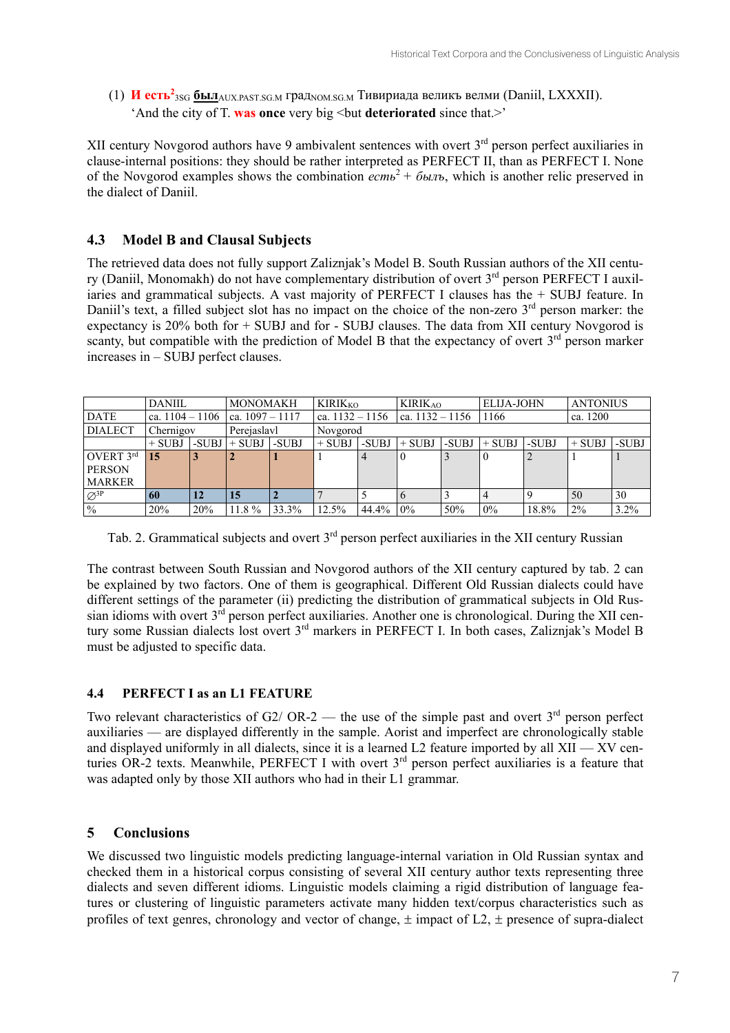(1) **И есть**²$_{3SG}$ **был**$_{AUX.PAST.SG.M}$ град$_{NOM.SG.M}$ Тивириада великъ велми (Daniil, LXXXII).
'And the city of T. **was once** very big <but **deteriorated** since that.>'

XII century Novgorod authors have 9 ambivalent sentences with overt 3rd person perfect auxiliaries in clause-internal positions: they should be rather interpreted as PERFECT II, than as PERFECT I. None of the Novgorod examples shows the combination *есть*² + *былъ*, which is another relic preserved in the dialect of Daniil.

## 4.3 Model B and Clausal Subjects

The retrieved data does not fully support Zaliznjak's Model B. South Russian authors of the XII century (Daniil, Monomakh) do not have complementary distribution of overt 3rd person PERFECT I auxiliaries and grammatical subjects. A vast majority of PERFECT I clauses has the + SUBJ feature. In Daniil's text, a filled subject slot has no impact on the choice of the non-zero 3rd person marker: the expectancy is 20% both for + SUBJ and for - SUBJ clauses. The data from XII century Novgorod is scanty, but compatible with the prediction of Model B that the expectancy of overt 3rd person marker increases in – SUBJ perfect clauses.

| | DANIIL | | MONOMAKH | | KIRIK$_{KO}$ | | KIRIK$_{AO}$ | | ELIJA-JOHN | | ANTONIUS | |
|---|---|---|---|---|---|---|---|---|---|---|---|---|
| DATE | ca. 1104 – 1106 | | ca. 1097 – 1117 | | ca. 1132 – 1156 | | ca. 1132 – 1156 | | 1166 | | ca. 1200 | |
| DIALECT | Chernigov | | Perejaslavl | | Novgorod | | | | | | | |
| | + SUBJ | -SUBJ | + SUBJ | -SUBJ | + SUBJ | -SUBJ | + SUBJ | -SUBJ | + SUBJ | -SUBJ | + SUBJ | -SUBJ |
| OVERT 3rd PERSON MARKER | **15** | **3** | **2** | **1** | 1 | 4 | 0 | 3 | 0 | 2 | 1 | 1 |
| $\varnothing^{3P}$ | **60** | **12** | **15** | **2** | 7 | 5 | 6 | 3 | 4 | 9 | 50 | 30 |
| % | 20% | 20% | 11.8 % | 33.3% | 12.5% | 44.4% | 0% | 50% | 0% | 18.8% | 2% | 3.2% |

Tab. 2. Grammatical subjects and overt 3rd person perfect auxiliaries in the XII century Russian

The contrast between South Russian and Novgorod authors of the XII century captured by tab. 2 can be explained by two factors. One of them is geographical. Different Old Russian dialects could have different settings of the parameter (ii) predicting the distribution of grammatical subjects in Old Russian idioms with overt 3rd person perfect auxiliaries. Another one is chronological. During the XII century some Russian dialects lost overt 3rd markers in PERFECT I. In both cases, Zaliznjak's Model B must be adjusted to specific data.

## 4.4 PERFECT I as an L1 FEATURE

Two relevant characteristics of G2/ OR-2 — the use of the simple past and overt 3rd person perfect auxiliaries — are displayed differently in the sample. Aorist and imperfect are chronologically stable and displayed uniformly in all dialects, since it is a learned L2 feature imported by all XII — XV centuries OR-2 texts. Meanwhile, PERFECT I with overt 3rd person perfect auxiliaries is a feature that was adapted only by those XII authors who had in their L1 grammar.

# 5 Conclusions

We discussed two linguistic models predicting language-internal variation in Old Russian syntax and checked them in a historical corpus consisting of several XII century author texts representing three dialects and seven different idioms. Linguistic models claiming a rigid distribution of language features or clustering of linguistic parameters activate many hidden text/corpus characteristics such as profiles of text genres, chronology and vector of change, ± impact of L2, ± presence of supra-dialect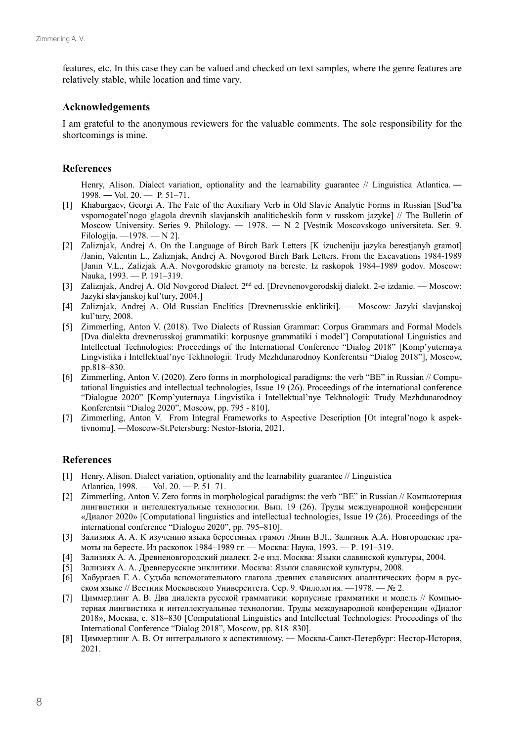features, etc. In this case they can be valued and checked on text samples, where the genre features are relatively stable, while location and time vary.

## Acknowledgements

I am grateful to the anonymous reviewers for the valuable comments. The sole responsibility for the shortcomings is mine.

## References

Henry, Alison. Dialect variation, optionality and the learnability guarantee // Linguistica Atlantica. ― 1998. ― Vol. 20. — P. 51–71.

[1] Khaburgaev, Georgi A. The Fate of the Auxiliary Verb in Old Slavic Analytic Forms in Russian [Sud'ba vspomogatel'nogo glagola drevnih slavjanskih analiticheskih form v russkom jazyke] // The Bulletin of Moscow University. Series 9. Philology. ― 1978. ― N 2 [Vestnik Moscovskogo universiteta. Ser. 9. Filologija. —1978. — N 2].

[2] Zaliznjak, Andrej A. On the Language of Birch Bark Letters [K izucheniju jazyka berestjanyh gramot] /Janin, Valentin L., Zaliznjak, Andrej A. Novgorod Birch Bark Letters. From the Excavations 1984-1989 [Janin V.L., Zalizjak A.A. Novgorodskie gramoty na bereste. Iz raskopok 1984–1989 godov. Moscow: Nauka, 1993. — P. 191–319.

[3] Zaliznjak, Andrej A. Old Novgorod Dialect. 2nd ed. [Drevnenovgorodskij dialekt. 2-e izdanie. — Moscow: Jazyki slavjanskoj kul'tury, 2004.]

[4] Zaliznjak, Andrej A. Old Russian Enclitics [Drevnerusskie enklitiki]. — Moscow: Jazyki slavjanskoj kul'tury, 2008.

[5] Zimmerling, Anton V. (2018). Two Dialects of Russian Grammar: Corpus Grammars and Formal Models [Dva dialekta drevnerusskoj grammatiki: korpusnye grammatiki i model'] Computational Linguistics and Intellectual Technologies: Proceedings of the International Conference "Dialog 2018" [Komp'yuternaya Lingvistika i Intellektual'nye Tekhnologii: Trudy Mezhdunarodnoy Konferentsii "Dialog 2018"], Moscow, pp.818–830.

[6] Zimmerling, Anton V. (2020). Zero forms in morphological paradigms: the verb "BE" in Russian // Computational linguistics and intellectual technologies, Issue 19 (26). Proceedings of the international conference "Dialogue 2020" [Komp'yuternaya Lingvistika i Intellektual'nye Tekhnologii: Trudy Mezhdunarodnoy Konferentsii "Dialog 2020", Moscow, pp. 795 - 810].

[7] Zimmerling, Anton V. From Integral Frameworks to Aspective Description [Ot integral'nogo k aspektivnomu]. —Moscow-St.Petersburg: Nestor-Istoria, 2021.

## References

[1] Henry, Alison. Dialect variation, optionality and the learnability guarantee // Linguistica Atlantica, 1998. — Vol. 20. ― P. 51–71.

[2] Zimmerling, Anton V. Zero forms in morphological paradigms: the verb "BE" in Russian // Компьютерная лингвистики и интеллектуальные технологии. Вып. 19 (26). Труды международной конференции «Диалог 2020» [Computational linguistics and intellectual technologies, Issue 19 (26). Proceedings of the international conference "Dialogue 2020", pp. 795–810].

[3] Зализняк А. А. К изучению языка берестяных грамот /Янин В.Л., Зализняк А.А. Новгородские грамоты на бересте. Из раскопок 1984–1989 гг. — Москва: Наука, 1993. — P. 191–319.

[4] Зализняк А. А. Древненовгородский диалект. 2-е изд. Москва: Языки славянской культуры, 2004.

[5] Зализняк А. А. Древнерусские энклитики. Москва: Языки славянской культуры, 2008.

[6] Хабургаев Г. А. Судьба вспомогательного глагола древних славянских аналитических форм в русском языке // Вестник Московского Университета. Сер. 9. Филология. —1978. — № 2.

[7] Циммерлинг А. В. Два диалекта русской грамматики: корпусные грамматики и модель // Компьютерная лингвистика и интеллектуальные технологии. Труды международной конференции «Диалог 2018», Москва, с. 818–830 [Computational Linguistics and Intellectual Technologies: Proceedings of the International Conference "Dialog 2018", Moscow, pp. 818–830].

[8] Циммерлинг А. В. От интегрального к аспективному. ― Москва-Санкт-Петербург: Нестор-История, 2021.